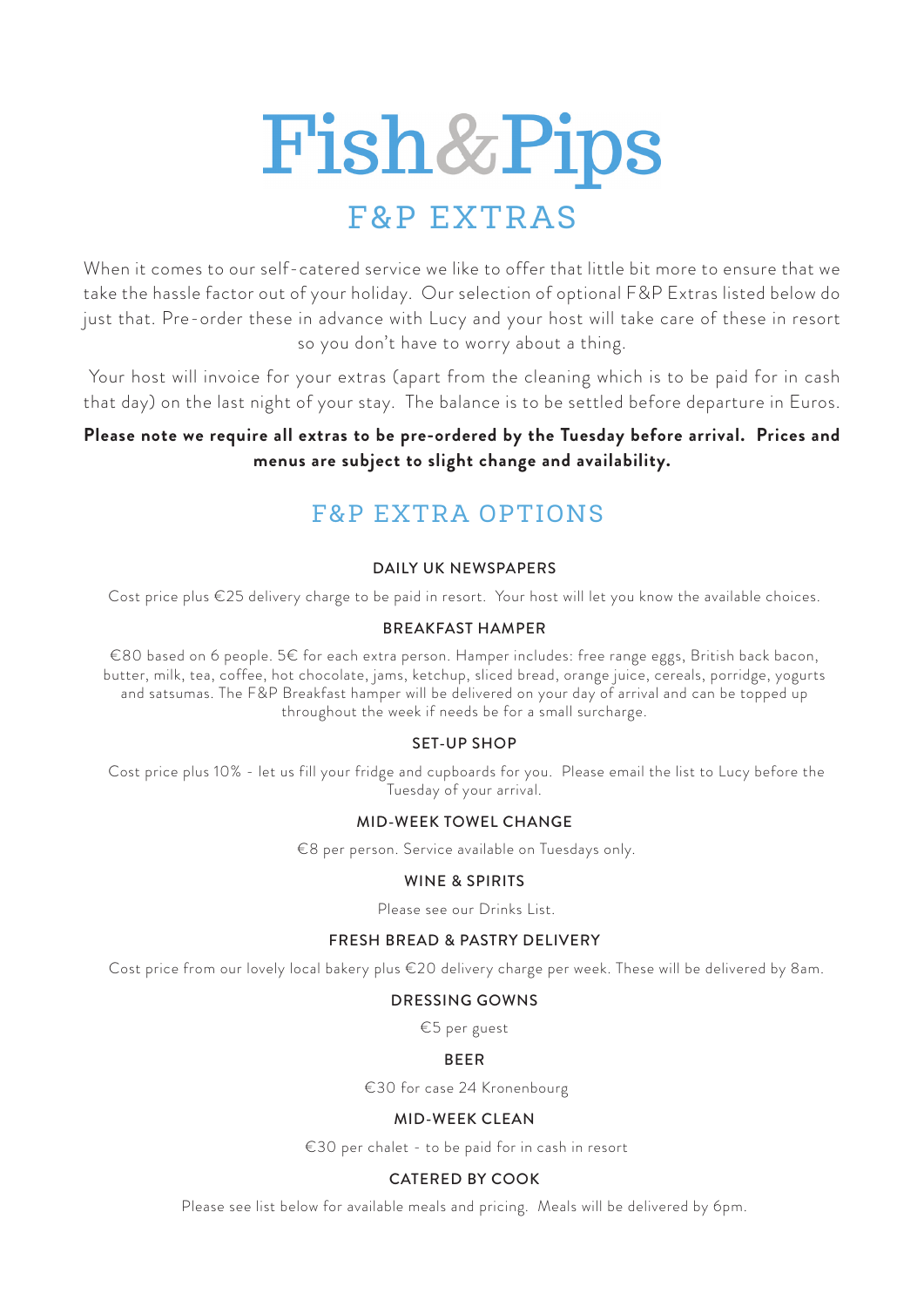# Fish&Pips

## F&P EXTRAS

When it comes to our self-catered service we like to offer that little bit more to ensure that we take the hassle factor out of your holiday. Our selection of optional F&P Extras listed below do just that. Pre-order these in advance with Lucy and your host will take care of these in resort so you don't have to worry about a thing.

Your host will invoice for your extras (apart from the cleaning which is to be paid for in cash that day) on the last night of your stay. The balance is to be settled before departure in Euros.

**Please note we require all extras to be pre-ordered by the Tuesday before arrival. Prices and menus are subject to slight change and availability.**

## F&P EXTRA OPTIONS

### DAILY UK NEWSPAPERS

Cost price plus €25 delivery charge to be paid in resort. Your host will let you know the available choices.

### BREAKFAST HAMPER

€80 based on 6 people. 5€ for each extra person. Hamper includes: free range eggs, British back bacon, butter, milk, tea, coffee, hot chocolate, jams, ketchup, sliced bread, orange juice, cereals, porridge, yogurts and satsumas. The F&P Breakfast hamper will be delivered on your day of arrival and can be topped up throughout the week if needs be for a small surcharge.

### SET-UP SHOP

Cost price plus 10% - let us fill your fridge and cupboards for you. Please email the list to Lucy before the Tuesday of your arrival.

### MID-WEEK TOWEL CHANGE

€8 per person. Service available on Tuesdays only.

### WINE & SPIRITS

Please see our Drinks List.

### FRESH BREAD & PASTRY DELIVERY

Cost price from our lovely local bakery plus €20 delivery charge per week. These will be delivered by 8am.

### DRESSING GOWNS

€5 per guest

### BEER

€30 for case 24 Kronenbourg

### MID-WEEK CLEAN

€30 per chalet - to be paid for in cash in resort

### CATERED BY COOK

Please see list below for available meals and pricing. Meals will be delivered by 6pm.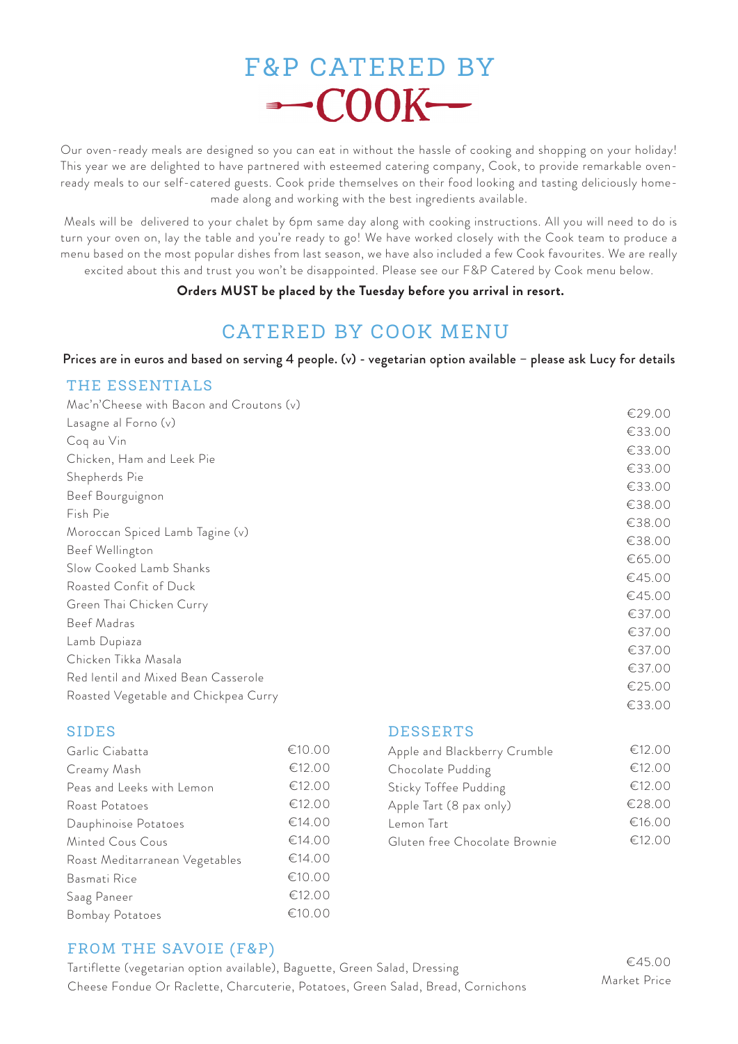# F&P CATERED BY COOK

Our oven-ready meals are designed so you can eat in without the hassle of cooking and shopping on your holiday! This year we are delighted to have partnered with esteemed catering company, Cook, to provide remarkable oven-ready meals to our self-catered guests. Cook pride themselves on their food looking and tasting deliciously home-made along and working with the best ingredients available.

Meals will be delivered to your chalet by 6pm same day along with cooking instructions. All you will need to do is turn your oven on, lay the table and you're ready to go! We have worked closely with the Cook team to produce a menu based on the most popular dishes from last season, we have also included a few Cook favourites. We are really excited about this and trust you won't be disappointed. Please see our F&P Catered by Cook menu below.

**Orders MUST be placed by the Tuesday before you arrival in resort.**

## CATERED BY COOK MENU

**Prices are in euros and based on serving 4 people. (v) - vegetarian option available – please ask Lucy for details**

### THE ESSENTIALS

| | |
|---|---|
| Mac'n'Cheese with Bacon and Croutons (v) | €29.00 |
| Lasagne al Forno (v) | €33.00 |
| Coq au Vin | €33.00 |
| Chicken, Ham and Leek Pie | €33.00 |
| Shepherds Pie | €33.00 |
| Beef Bourguignon | €38.00 |
| Fish Pie | €38.00 |
| Moroccan Spiced Lamb Tagine (v) | €38.00 |
| Beef Wellington | €65.00 |
| Slow Cooked Lamb Shanks | €45.00 |
| Roasted Confit of Duck | €45.00 |
| Green Thai Chicken Curry | €37.00 |
| Beef Madras | €37.00 |
| Lamb Dupiaza | €37.00 |
| Chicken Tikka Masala | €37.00 |
| Red lentil and Mixed Bean Casserole | €25.00 |
| Roasted Vegetable and Chickpea Curry | €33.00 |

### SIDES

| | |
|---|---|
| Garlic Ciabatta | €10.00 |
| Creamy Mash | €12.00 |
| Peas and Leeks with Lemon | €12.00 |
| Roast Potatoes | €12.00 |
| Dauphinoise Potatoes | €14.00 |
| Minted Cous Cous | €14.00 |
| Roast Meditarranean Vegetables | €14.00 |
| Basmati Rice | €10.00 |
| Saag Paneer | €12.00 |
| Bombay Potatoes | €10.00 |

### DESSERTS

| | |
|---|---|
| Apple and Blackberry Crumble | €12.00 |
| Chocolate Pudding | €12.00 |
| Sticky Toffee Pudding | €12.00 |
| Apple Tart (8 pax only) | €28.00 |
| Lemon Tart | €16.00 |
| Gluten free Chocolate Brownie | €12.00 |

### FROM THE SAVOIE (F&P)

| | |
|---|---|
| Tartiflette (vegetarian option available), Baguette, Green Salad, Dressing | €45.00 |
| Cheese Fondue Or Raclette, Charcuterie, Potatoes, Green Salad, Bread, Cornichons | Market Price |